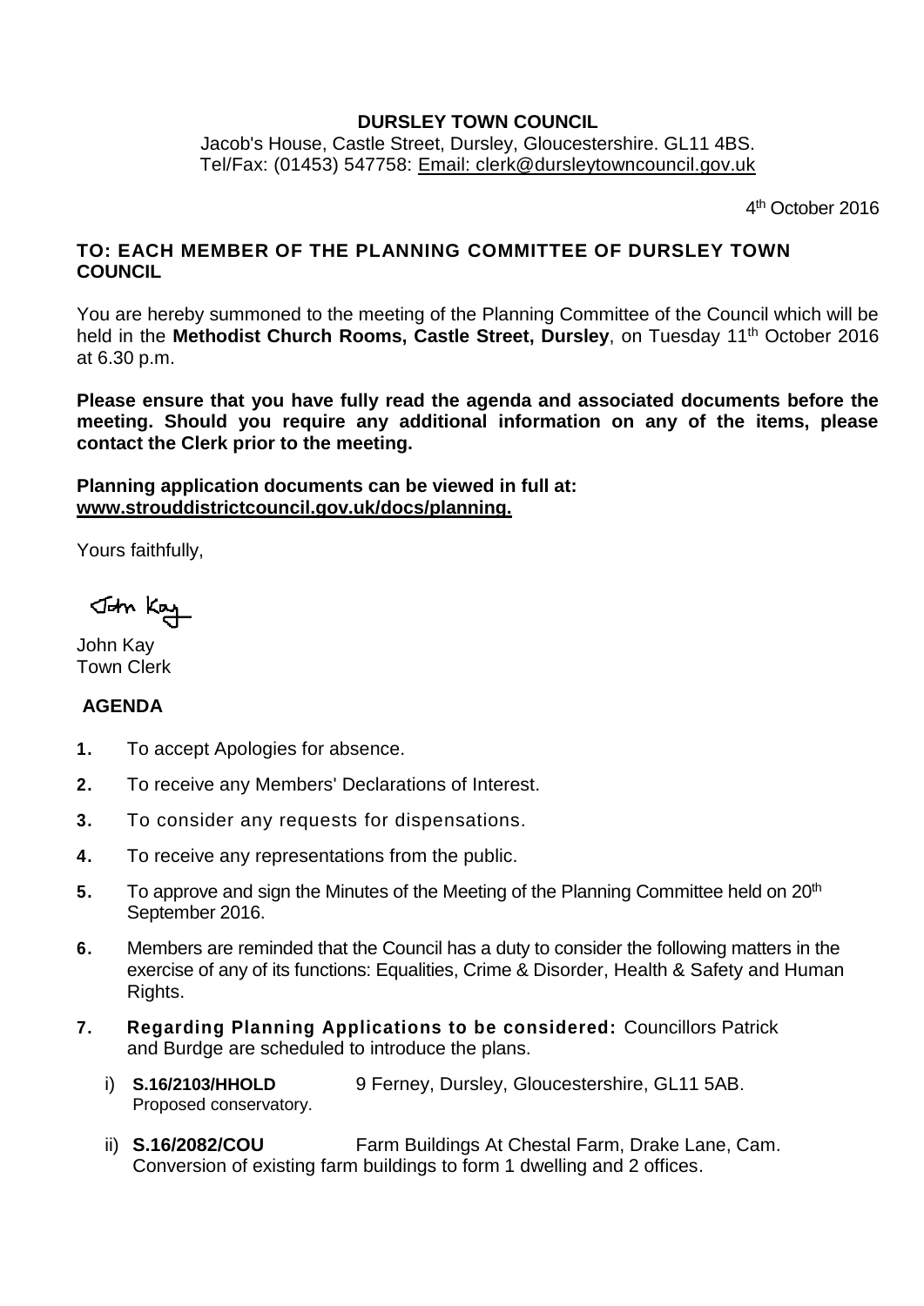**DURSLEY TOWN COUNCIL**

Jacob's House, Castle Street, Dursley, Gloucestershire. GL11 4BS.
Tel/Fax: (01453) 547758: Email: clerk@dursleytowncouncil.gov.uk

4th October 2016

**TO: EACH MEMBER OF THE PLANNING COMMITTEE OF DURSLEY TOWN COUNCIL**

You are hereby summoned to the meeting of the Planning Committee of the Council which will be held in the **Methodist Church Rooms, Castle Street, Dursley**, on Tuesday 11th October 2016 at 6.30 p.m.

**Please ensure that you have fully read the agenda and associated documents before the meeting. Should you require any additional information on any of the items, please contact the Clerk prior to the meeting.**

**Planning application documents can be viewed in full at: www.strouddistrictcouncil.gov.uk/docs/planning.**

Yours faithfully,

John Kay

John Kay
Town Clerk

**AGENDA**

1. To accept Apologies for absence.
2. To receive any Members' Declarations of Interest.
3. To consider any requests for dispensations.
4. To receive any representations from the public.
5. To approve and sign the Minutes of the Meeting of the Planning Committee held on 20th September 2016.
6. Members are reminded that the Council has a duty to consider the following matters in the exercise of any of its functions: Equalities, Crime & Disorder, Health & Safety and Human Rights.
7. **Regarding Planning Applications to be considered:** Councillors Patrick and Burdge are scheduled to introduce the plans.
   i) **S.16/2103/HHOLD** 9 Ferney, Dursley, Gloucestershire, GL11 5AB. Proposed conservatory.
   ii) **S.16/2082/COU** Farm Buildings At Chestal Farm, Drake Lane, Cam. Conversion of existing farm buildings to form 1 dwelling and 2 offices.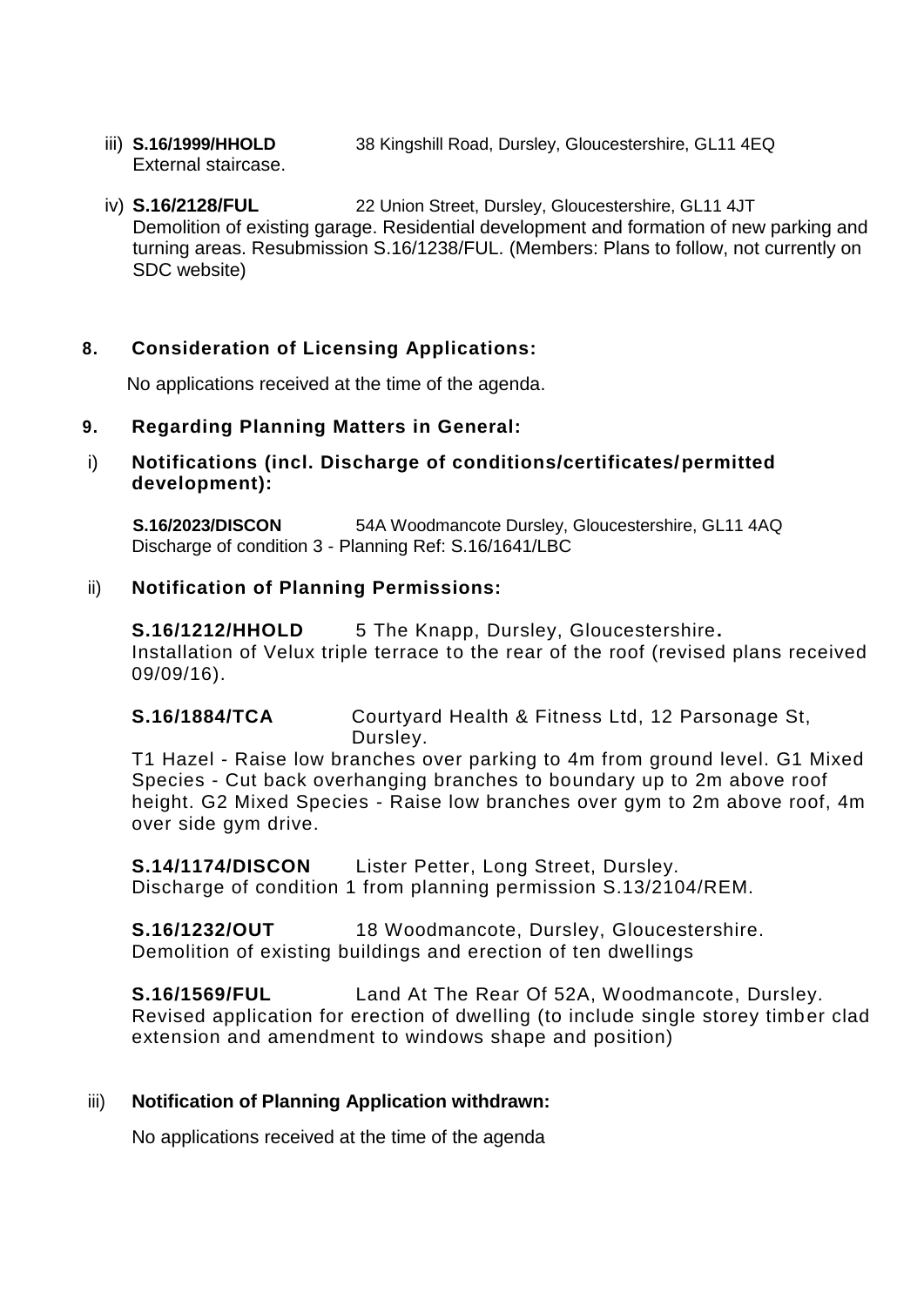iii) **S.16/1999/HHOLD** 38 Kingshill Road, Dursley, Gloucestershire, GL11 4EQ
External staircase.

iv) **S.16/2128/FUL** 22 Union Street, Dursley, Gloucestershire, GL11 4JT
Demolition of existing garage. Residential development and formation of new parking and turning areas. Resubmission S.16/1238/FUL. (Members: Plans to follow, not currently on SDC website)

**8. Consideration of Licensing Applications:**

No applications received at the time of the agenda.

**9. Regarding Planning Matters in General:**

i) **Notifications (incl. Discharge of conditions/certificates/permitted development):**

**S.16/2023/DISCON** 54A Woodmancote Dursley, Gloucestershire, GL11 4AQ
Discharge of condition 3 - Planning Ref: S.16/1641/LBC

ii) **Notification of Planning Permissions:**

**S.16/1212/HHOLD** 5 The Knapp, Dursley, Gloucestershire**.**
Installation of Velux triple terrace to the rear of the roof (revised plans received 09/09/16).

**S.16/1884/TCA** Courtyard Health & Fitness Ltd, 12 Parsonage St, Dursley.
T1 Hazel - Raise low branches over parking to 4m from ground level. G1 Mixed Species - Cut back overhanging branches to boundary up to 2m above roof height. G2 Mixed Species - Raise low branches over gym to 2m above roof, 4m over side gym drive.

**S.14/1174/DISCON** Lister Petter, Long Street, Dursley.
Discharge of condition 1 from planning permission S.13/2104/REM.

**S.16/1232/OUT** 18 Woodmancote, Dursley, Gloucestershire.
Demolition of existing buildings and erection of ten dwellings

**S.16/1569/FUL** Land At The Rear Of 52A, Woodmancote, Dursley.
Revised application for erection of dwelling (to include single storey timber clad extension and amendment to windows shape and position)

iii) **Notification of Planning Application withdrawn:**

No applications received at the time of the agenda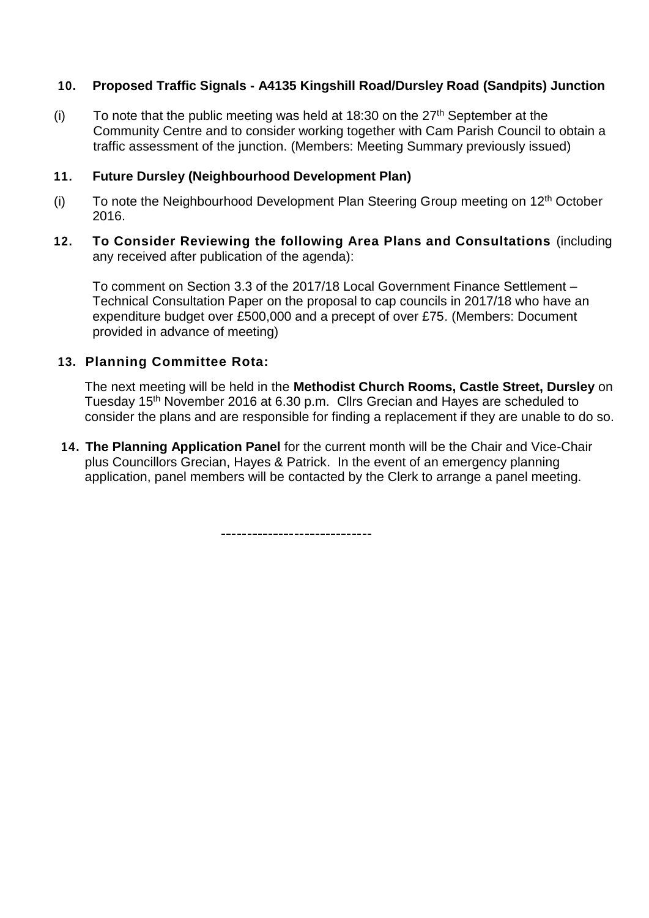**10. Proposed Traffic Signals - A4135 Kingshill Road/Dursley Road (Sandpits) Junction**

(i) To note that the public meeting was held at 18:30 on the 27th September at the Community Centre and to consider working together with Cam Parish Council to obtain a traffic assessment of the junction. (Members: Meeting Summary previously issued)

**11. Future Dursley (Neighbourhood Development Plan)**

(i) To note the Neighbourhood Development Plan Steering Group meeting on 12th October 2016.

**12. To Consider Reviewing the following Area Plans and Consultations** (including any received after publication of the agenda):

To comment on Section 3.3 of the 2017/18 Local Government Finance Settlement – Technical Consultation Paper on the proposal to cap councils in 2017/18 who have an expenditure budget over £500,000 and a precept of over £75. (Members: Document provided in advance of meeting)

**13. Planning Committee Rota:**

The next meeting will be held in the **Methodist Church Rooms, Castle Street, Dursley** on Tuesday 15th November 2016 at 6.30 p.m. Cllrs Grecian and Hayes are scheduled to consider the plans and are responsible for finding a replacement if they are unable to do so.

**14. The Planning Application Panel** for the current month will be the Chair and Vice-Chair plus Councillors Grecian, Hayes & Patrick. In the event of an emergency planning application, panel members will be contacted by the Clerk to arrange a panel meeting.

----------------------------